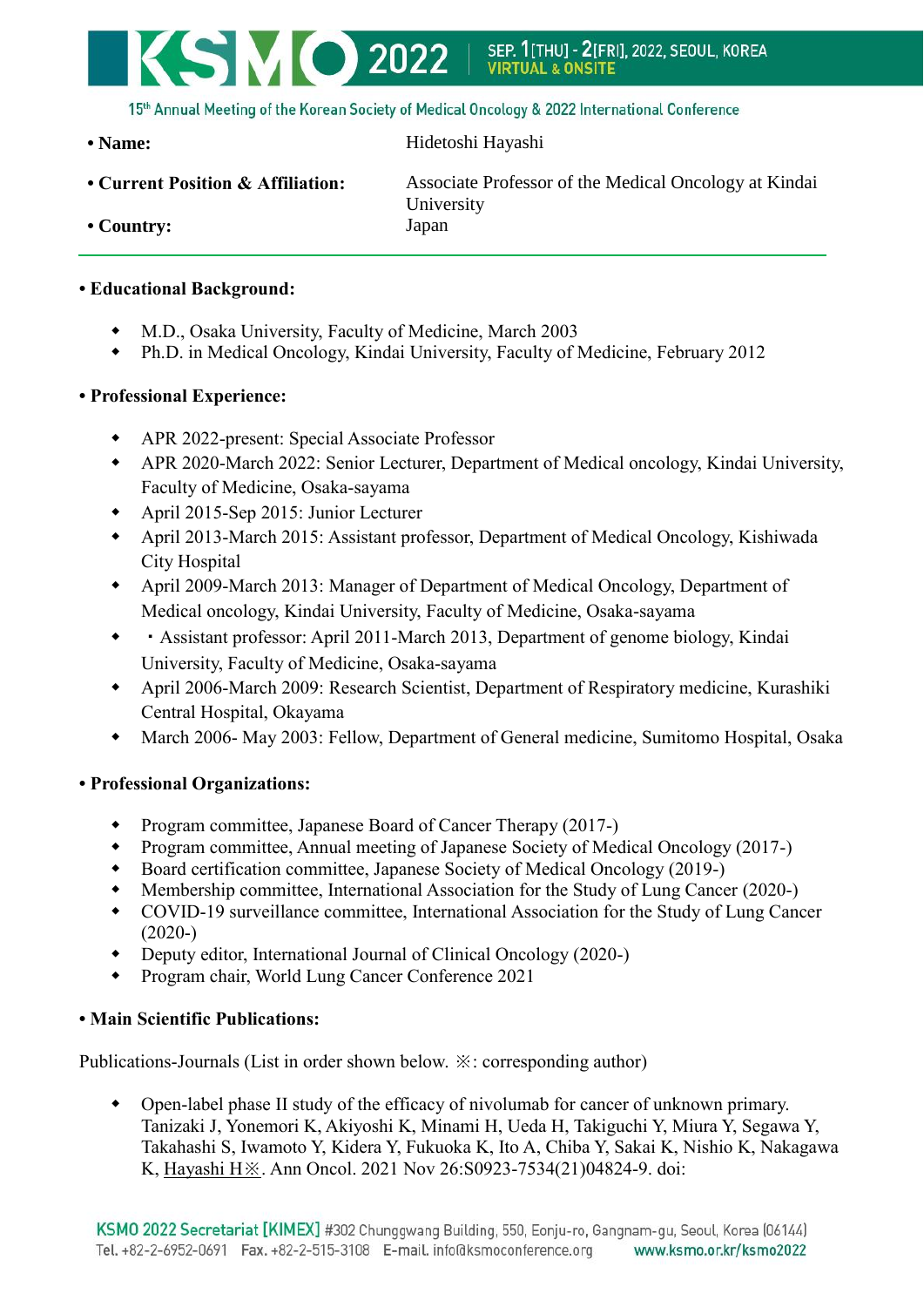- **Name:** Hidetoshi Hayashi
- **Current Position & Affiliation:** Associate Professor of the Medical Oncology at Kindai University
- **Country:** Japan

---

**• Educational Background:**

- M.D., Osaka University, Faculty of Medicine, March 2003
- Ph.D. in Medical Oncology, Kindai University, Faculty of Medicine, February 2012

**• Professional Experience:**

- APR 2022-present: Special Associate Professor
- APR 2020-March 2022: Senior Lecturer, Department of Medical oncology, Kindai University, Faculty of Medicine, Osaka-sayama
- April 2015-Sep 2015: Junior Lecturer
- April 2013-March 2015: Assistant professor, Department of Medical Oncology, Kishiwada City Hospital
- April 2009-March 2013: Manager of Department of Medical Oncology, Department of Medical oncology, Kindai University, Faculty of Medicine, Osaka-sayama
- ・Assistant professor: April 2011-March 2013, Department of genome biology, Kindai University, Faculty of Medicine, Osaka-sayama
- April 2006-March 2009: Research Scientist, Department of Respiratory medicine, Kurashiki Central Hospital, Okayama
- March 2006- May 2003: Fellow, Department of General medicine, Sumitomo Hospital, Osaka

**• Professional Organizations:**

- Program committee, Japanese Board of Cancer Therapy (2017-)
- Program committee, Annual meeting of Japanese Society of Medical Oncology (2017-)
- Board certification committee, Japanese Society of Medical Oncology (2019-)
- Membership committee, International Association for the Study of Lung Cancer (2020-)
- COVID-19 surveillance committee, International Association for the Study of Lung Cancer (2020-)
- Deputy editor, International Journal of Clinical Oncology (2020-)
- Program chair, World Lung Cancer Conference 2021

**• Main Scientific Publications:**

Publications-Journals (List in order shown below. ※: corresponding author)

- Open-label phase II study of the efficacy of nivolumab for cancer of unknown primary. Tanizaki J, Yonemori K, Akiyoshi K, Minami H, Ueda H, Takiguchi Y, Miura Y, Segawa Y, Takahashi S, Iwamoto Y, Kidera Y, Fukuoka K, Ito A, Chiba Y, Sakai K, Nishio K, Nakagawa K, Hayashi H※. Ann Oncol. 2021 Nov 26:S0923-7534(21)04824-9. doi: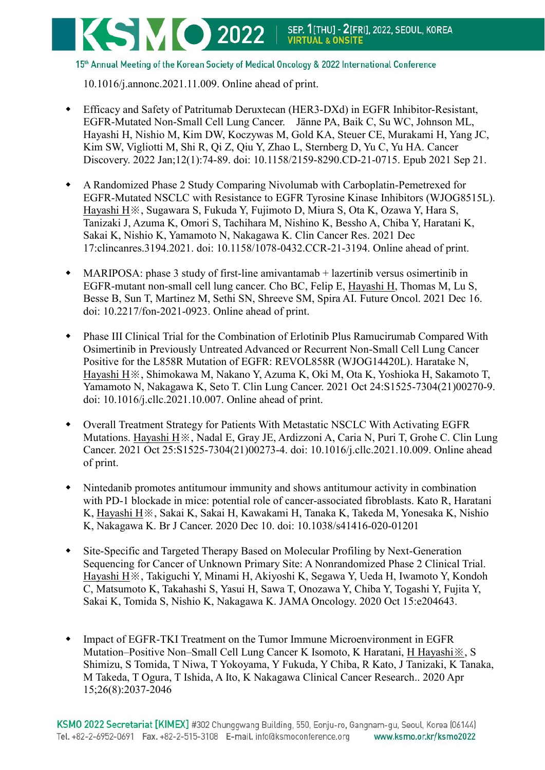10.1016/j.annonc.2021.11.009. Online ahead of print.

- Efficacy and Safety of Patritumab Deruxtecan (HER3-DXd) in EGFR Inhibitor-Resistant, EGFR-Mutated Non-Small Cell Lung Cancer. Jänne PA, Baik C, Su WC, Johnson ML, Hayashi H, Nishio M, Kim DW, Koczywas M, Gold KA, Steuer CE, Murakami H, Yang JC, Kim SW, Vigliotti M, Shi R, Qi Z, Qiu Y, Zhao L, Sternberg D, Yu C, Yu HA. Cancer Discovery. 2022 Jan;12(1):74-89. doi: 10.1158/2159-8290.CD-21-0715. Epub 2021 Sep 21.

- A Randomized Phase 2 Study Comparing Nivolumab with Carboplatin-Pemetrexed for EGFR-Mutated NSCLC with Resistance to EGFR Tyrosine Kinase Inhibitors (WJOG8515L). Hayashi H※, Sugawara S, Fukuda Y, Fujimoto D, Miura S, Ota K, Ozawa Y, Hara S, Tanizaki J, Azuma K, Omori S, Tachihara M, Nishino K, Bessho A, Chiba Y, Haratani K, Sakai K, Nishio K, Yamamoto N, Nakagawa K. Clin Cancer Res. 2021 Dec 17:clincanres.3194.2021. doi: 10.1158/1078-0432.CCR-21-3194. Online ahead of print.

- MARIPOSA: phase 3 study of first-line amivantamab + lazertinib versus osimertinib in EGFR-mutant non-small cell lung cancer. Cho BC, Felip E, Hayashi H, Thomas M, Lu S, Besse B, Sun T, Martinez M, Sethi SN, Shreeve SM, Spira AI. Future Oncol. 2021 Dec 16. doi: 10.2217/fon-2021-0923. Online ahead of print.

- Phase III Clinical Trial for the Combination of Erlotinib Plus Ramucirumab Compared With Osimertinib in Previously Untreated Advanced or Recurrent Non-Small Cell Lung Cancer Positive for the L858R Mutation of EGFR: REVOL858R (WJOG14420L). Haratake N, Hayashi H※, Shimokawa M, Nakano Y, Azuma K, Oki M, Ota K, Yoshioka H, Sakamoto T, Yamamoto N, Nakagawa K, Seto T. Clin Lung Cancer. 2021 Oct 24:S1525-7304(21)00270-9. doi: 10.1016/j.cllc.2021.10.007. Online ahead of print.

- Overall Treatment Strategy for Patients With Metastatic NSCLC With Activating EGFR Mutations. Hayashi H※, Nadal E, Gray JE, Ardizzoni A, Caria N, Puri T, Grohe C. Clin Lung Cancer. 2021 Oct 25:S1525-7304(21)00273-4. doi: 10.1016/j.cllc.2021.10.009. Online ahead of print.

- Nintedanib promotes antitumour immunity and shows antitumour activity in combination with PD-1 blockade in mice: potential role of cancer-associated fibroblasts. Kato R, Haratani K, Hayashi H※, Sakai K, Sakai H, Kawakami H, Tanaka K, Takeda M, Yonesaka K, Nishio K, Nakagawa K. Br J Cancer. 2020 Dec 10. doi: 10.1038/s41416-020-01201

- Site-Specific and Targeted Therapy Based on Molecular Profiling by Next-Generation Sequencing for Cancer of Unknown Primary Site: A Nonrandomized Phase 2 Clinical Trial. Hayashi H※, Takiguchi Y, Minami H, Akiyoshi K, Segawa Y, Ueda H, Iwamoto Y, Kondoh C, Matsumoto K, Takahashi S, Yasui H, Sawa T, Onozawa Y, Chiba Y, Togashi Y, Fujita Y, Sakai K, Tomida S, Nishio K, Nakagawa K. JAMA Oncology. 2020 Oct 15:e204643.

- Impact of EGFR-TKI Treatment on the Tumor Immune Microenvironment in EGFR Mutation–Positive Non–Small Cell Lung Cancer K Isomoto, K Haratani, H Hayashi※, S Shimizu, S Tomida, T Niwa, T Yokoyama, Y Fukuda, Y Chiba, R Kato, J Tanizaki, K Tanaka, M Takeda, T Ogura, T Ishida, A Ito, K Nakagawa Clinical Cancer Research.. 2020 Apr 15;26(8):2037-2046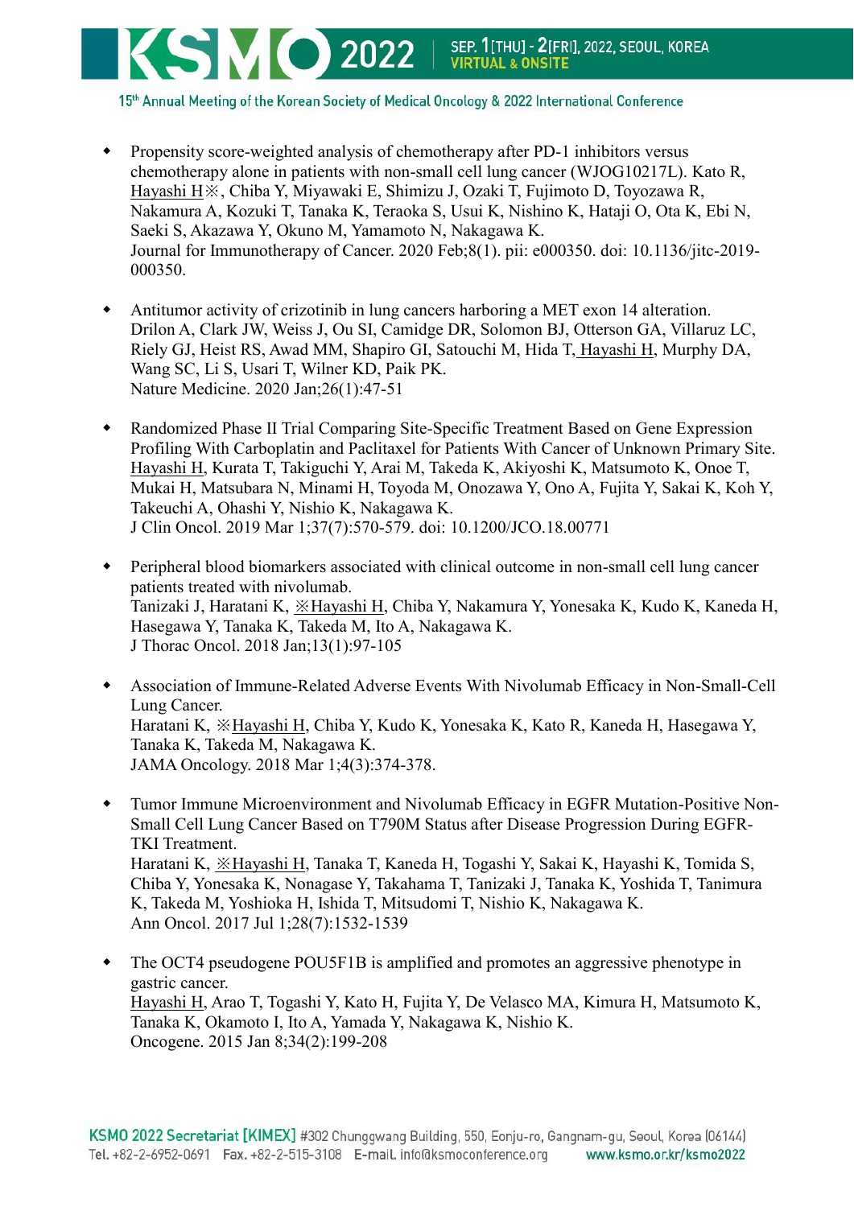- Propensity score-weighted analysis of chemotherapy after PD-1 inhibitors versus chemotherapy alone in patients with non-small cell lung cancer (WJOG10217L). Kato R, Hayashi H※, Chiba Y, Miyawaki E, Shimizu J, Ozaki T, Fujimoto D, Toyozawa R, Nakamura A, Kozuki T, Tanaka K, Teraoka S, Usui K, Nishino K, Hataji O, Ota K, Ebi N, Saeki S, Akazawa Y, Okuno M, Yamamoto N, Nakagawa K.
  Journal for Immunotherapy of Cancer. 2020 Feb;8(1). pii: e000350. doi: 10.1136/jitc-2019-000350.

- Antitumor activity of crizotinib in lung cancers harboring a MET exon 14 alteration.
  Drilon A, Clark JW, Weiss J, Ou SI, Camidge DR, Solomon BJ, Otterson GA, Villaruz LC, Riely GJ, Heist RS, Awad MM, Shapiro GI, Satouchi M, Hida T, Hayashi H, Murphy DA, Wang SC, Li S, Usari T, Wilner KD, Paik PK.
  Nature Medicine. 2020 Jan;26(1):47-51

- Randomized Phase II Trial Comparing Site-Specific Treatment Based on Gene Expression Profiling With Carboplatin and Paclitaxel for Patients With Cancer of Unknown Primary Site.
  Hayashi H, Kurata T, Takiguchi Y, Arai M, Takeda K, Akiyoshi K, Matsumoto K, Onoe T, Mukai H, Matsubara N, Minami H, Toyoda M, Onozawa Y, Ono A, Fujita Y, Sakai K, Koh Y, Takeuchi A, Ohashi Y, Nishio K, Nakagawa K.
  J Clin Oncol. 2019 Mar 1;37(7):570-579. doi: 10.1200/JCO.18.00771

- Peripheral blood biomarkers associated with clinical outcome in non-small cell lung cancer patients treated with nivolumab.
  Tanizaki J, Haratani K, ※Hayashi H, Chiba Y, Nakamura Y, Yonesaka K, Kudo K, Kaneda H, Hasegawa Y, Tanaka K, Takeda M, Ito A, Nakagawa K.
  J Thorac Oncol. 2018 Jan;13(1):97-105

- Association of Immune-Related Adverse Events With Nivolumab Efficacy in Non-Small-Cell Lung Cancer.
  Haratani K, ※Hayashi H, Chiba Y, Kudo K, Yonesaka K, Kato R, Kaneda H, Hasegawa Y, Tanaka K, Takeda M, Nakagawa K.
  JAMA Oncology. 2018 Mar 1;4(3):374-378.

- Tumor Immune Microenvironment and Nivolumab Efficacy in EGFR Mutation-Positive Non-Small Cell Lung Cancer Based on T790M Status after Disease Progression During EGFR-TKI Treatment.
  Haratani K, ※Hayashi H, Tanaka T, Kaneda H, Togashi Y, Sakai K, Hayashi K, Tomida S, Chiba Y, Yonesaka K, Nonagase Y, Takahama T, Tanizaki J, Tanaka K, Yoshida T, Tanimura K, Takeda M, Yoshioka H, Ishida T, Mitsudomi T, Nishio K, Nakagawa K.
  Ann Oncol. 2017 Jul 1;28(7):1532-1539

- The OCT4 pseudogene POU5F1B is amplified and promotes an aggressive phenotype in gastric cancer.
  Hayashi H, Arao T, Togashi Y, Kato H, Fujita Y, De Velasco MA, Kimura H, Matsumoto K, Tanaka K, Okamoto I, Ito A, Yamada Y, Nakagawa K, Nishio K.
  Oncogene. 2015 Jan 8;34(2):199-208